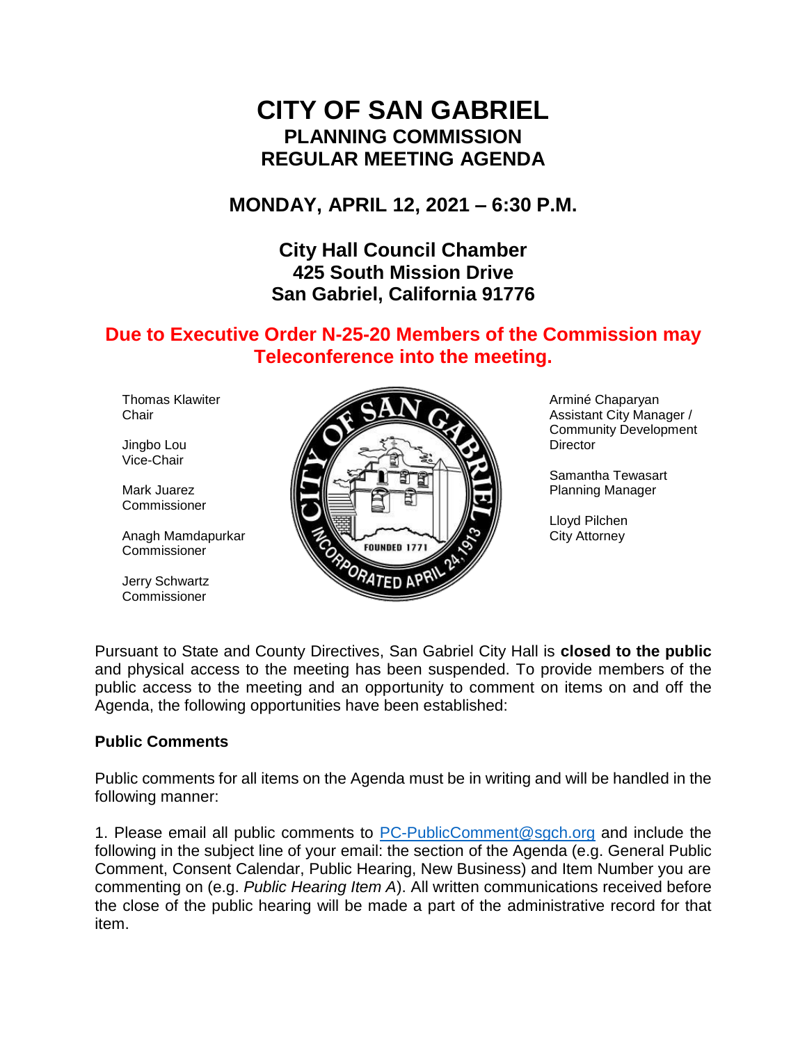# CITY OF SAN GABRIEL
## PLANNING COMMISSION
## REGULAR MEETING AGENDA

### MONDAY, APRIL 12, 2021 – 6:30 P.M.

### City Hall Council Chamber
### 425 South Mission Drive
### San Gabriel, California 91776

**Due to Executive Order N-25-20 Members of the Commission may Teleconference into the meeting.**

Thomas Klawiter
Chair

Jingbo Lou
Vice-Chair

Mark Juarez
Commissioner

Anagh Mamdapurkar
Commissioner

Jerry Schwartz
Commissioner

Arminé Chaparyan
Assistant City Manager / Community Development Director

Samantha Tewasart
Planning Manager

Lloyd Pilchen
City Attorney

Pursuant to State and County Directives, San Gabriel City Hall is **closed to the public** and physical access to the meeting has been suspended. To provide members of the public access to the meeting and an opportunity to comment on items on and off the Agenda, the following opportunities have been established:

**Public Comments**

Public comments for all items on the Agenda must be in writing and will be handled in the following manner:

1. Please email all public comments to PC-PublicComment@sgch.org and include the following in the subject line of your email: the section of the Agenda (e.g. General Public Comment, Consent Calendar, Public Hearing, New Business) and Item Number you are commenting on (e.g. *Public Hearing Item A*). All written communications received before the close of the public hearing will be made a part of the administrative record for that item.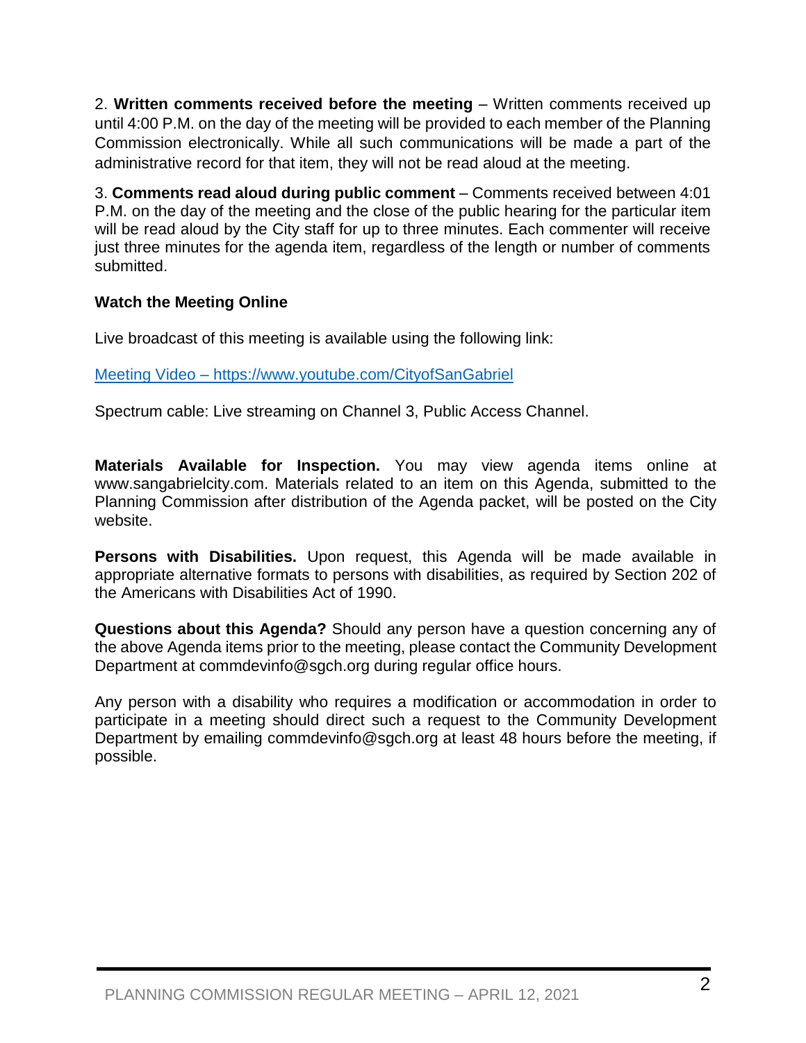2. **Written comments received before the meeting** – Written comments received up until 4:00 P.M. on the day of the meeting will be provided to each member of the Planning Commission electronically. While all such communications will be made a part of the administrative record for that item, they will not be read aloud at the meeting.

3. **Comments read aloud during public comment** – Comments received between 4:01 P.M. on the day of the meeting and the close of the public hearing for the particular item will be read aloud by the City staff for up to three minutes. Each commenter will receive just three minutes for the agenda item, regardless of the length or number of comments submitted.

**Watch the Meeting Online**

Live broadcast of this meeting is available using the following link:

[Meeting Video – https://www.youtube.com/CityofSanGabriel](https://www.youtube.com/CityofSanGabriel)

Spectrum cable: Live streaming on Channel 3, Public Access Channel.

**Materials Available for Inspection.** You may view agenda items online at www.sangabrielcity.com. Materials related to an item on this Agenda, submitted to the Planning Commission after distribution of the Agenda packet, will be posted on the City website.

**Persons with Disabilities.** Upon request, this Agenda will be made available in appropriate alternative formats to persons with disabilities, as required by Section 202 of the Americans with Disabilities Act of 1990.

**Questions about this Agenda?** Should any person have a question concerning any of the above Agenda items prior to the meeting, please contact the Community Development Department at commdevinfo@sgch.org during regular office hours.

Any person with a disability who requires a modification or accommodation in order to participate in a meeting should direct such a request to the Community Development Department by emailing commdevinfo@sgch.org at least 48 hours before the meeting, if possible.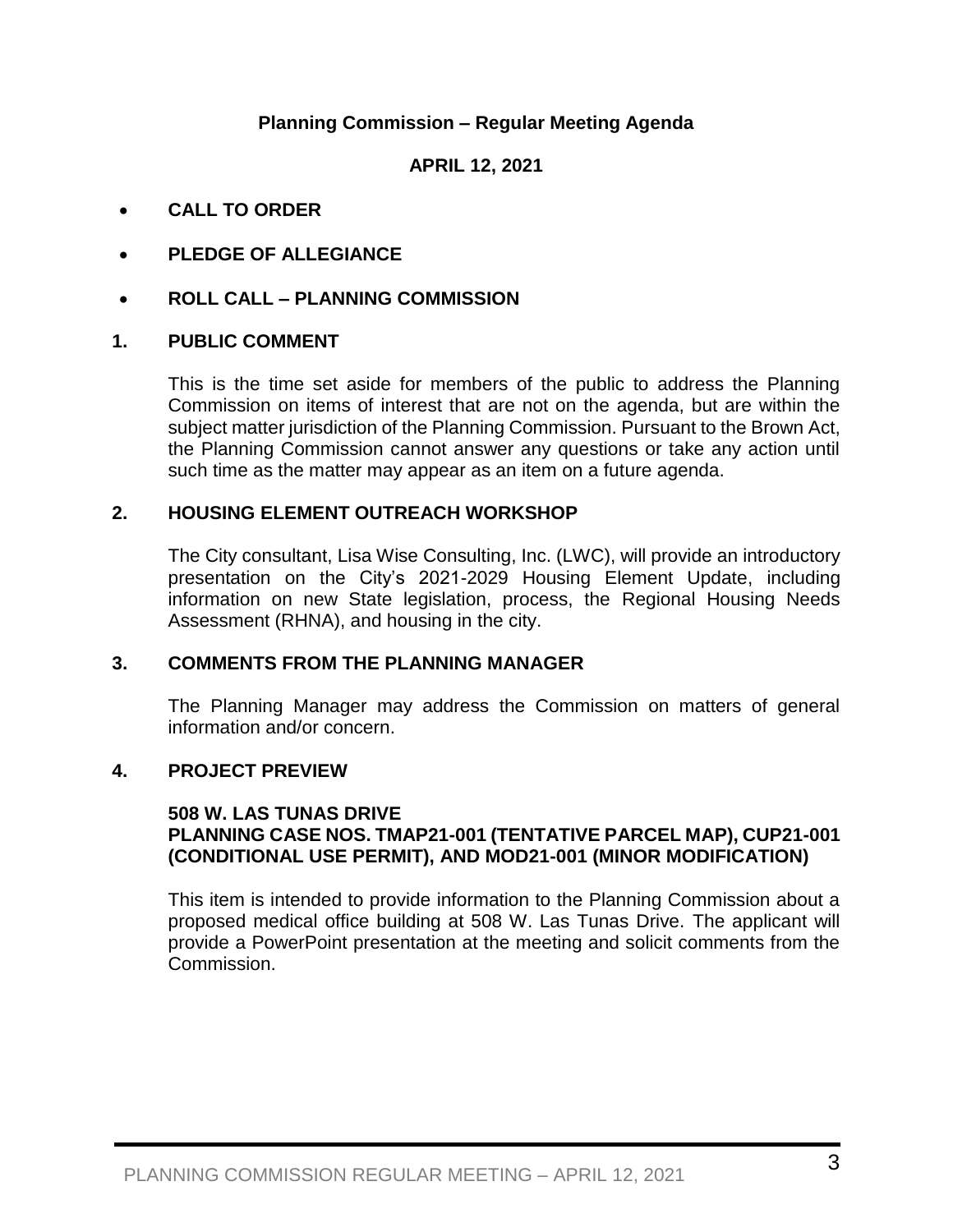# Planning Commission – Regular Meeting Agenda

**APRIL 12, 2021**

- **CALL TO ORDER**
- **PLEDGE OF ALLEGIANCE**
- **ROLL CALL – PLANNING COMMISSION**

## 1. PUBLIC COMMENT

This is the time set aside for members of the public to address the Planning Commission on items of interest that are not on the agenda, but are within the subject matter jurisdiction of the Planning Commission. Pursuant to the Brown Act, the Planning Commission cannot answer any questions or take any action until such time as the matter may appear as an item on a future agenda.

## 2. HOUSING ELEMENT OUTREACH WORKSHOP

The City consultant, Lisa Wise Consulting, Inc. (LWC), will provide an introductory presentation on the City's 2021-2029 Housing Element Update, including information on new State legislation, process, the Regional Housing Needs Assessment (RHNA), and housing in the city.

## 3. COMMENTS FROM THE PLANNING MANAGER

The Planning Manager may address the Commission on matters of general information and/or concern.

## 4. PROJECT PREVIEW

**508 W. LAS TUNAS DRIVE**
**PLANNING CASE NOS. TMAP21-001 (TENTATIVE PARCEL MAP), CUP21-001 (CONDITIONAL USE PERMIT), AND MOD21-001 (MINOR MODIFICATION)**

This item is intended to provide information to the Planning Commission about a proposed medical office building at 508 W. Las Tunas Drive. The applicant will provide a PowerPoint presentation at the meeting and solicit comments from the Commission.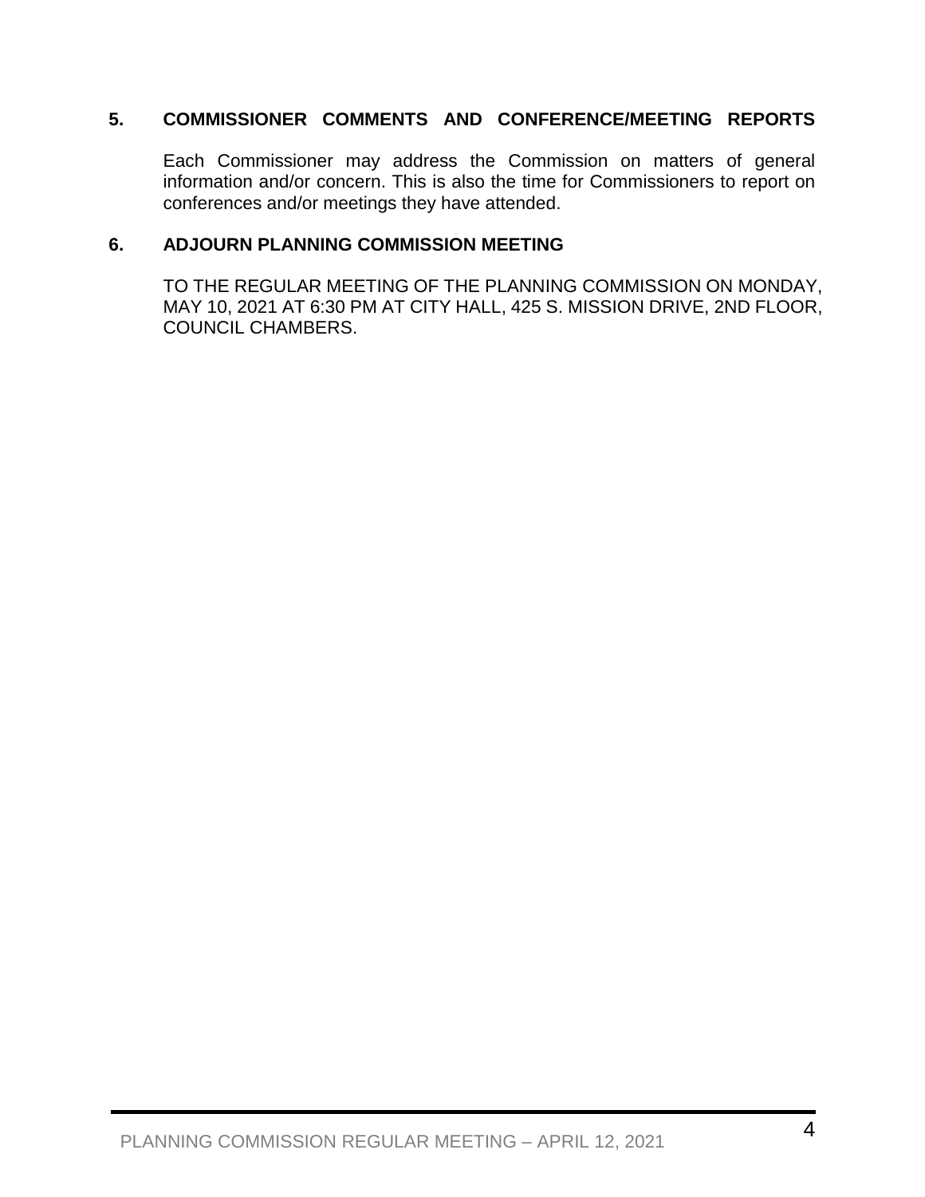## 5. COMMISSIONER COMMENTS AND CONFERENCE/MEETING REPORTS

Each Commissioner may address the Commission on matters of general information and/or concern. This is also the time for Commissioners to report on conferences and/or meetings they have attended.

## 6. ADJOURN PLANNING COMMISSION MEETING

TO THE REGULAR MEETING OF THE PLANNING COMMISSION ON MONDAY, MAY 10, 2021 AT 6:30 PM AT CITY HALL, 425 S. MISSION DRIVE, 2ND FLOOR, COUNCIL CHAMBERS.